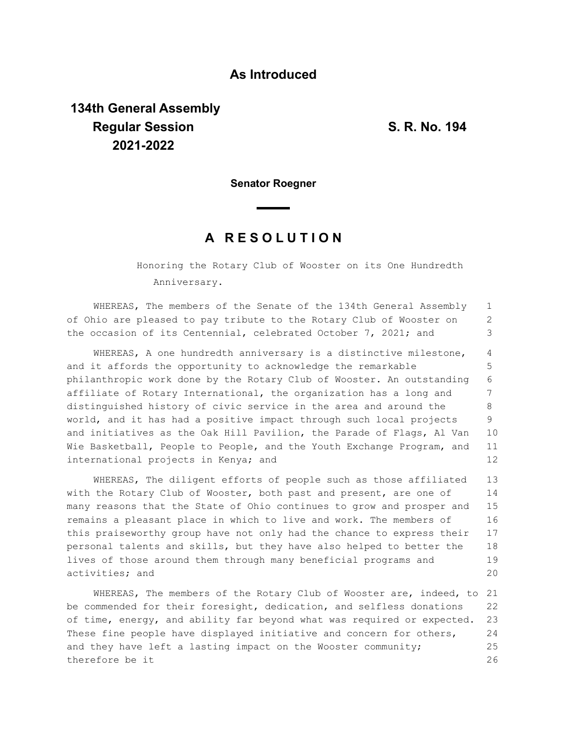# As Introduced

**134th General Assembly**
**Regular Session**
**2021-2022**

**S. R. No. 194**

**Senator Roegner**

## A RESOLUTION

Honoring the Rotary Club of Wooster on its One Hundredth Anniversary.

WHEREAS, The members of the Senate of the 134th General Assembly of Ohio are pleased to pay tribute to the Rotary Club of Wooster on the occasion of its Centennial, celebrated October 7, 2021; and

WHEREAS, A one hundredth anniversary is a distinctive milestone, and it affords the opportunity to acknowledge the remarkable philanthropic work done by the Rotary Club of Wooster. An outstanding affiliate of Rotary International, the organization has a long and distinguished history of civic service in the area and around the world, and it has had a positive impact through such local projects and initiatives as the Oak Hill Pavilion, the Parade of Flags, Al Van Wie Basketball, People to People, and the Youth Exchange Program, and international projects in Kenya; and

WHEREAS, The diligent efforts of people such as those affiliated with the Rotary Club of Wooster, both past and present, are one of many reasons that the State of Ohio continues to grow and prosper and remains a pleasant place in which to live and work. The members of this praiseworthy group have not only had the chance to express their personal talents and skills, but they have also helped to better the lives of those around them through many beneficial programs and activities; and

WHEREAS, The members of the Rotary Club of Wooster are, indeed, to be commended for their foresight, dedication, and selfless donations of time, energy, and ability far beyond what was required or expected. These fine people have displayed initiative and concern for others, and they have left a lasting impact on the Wooster community; therefore be it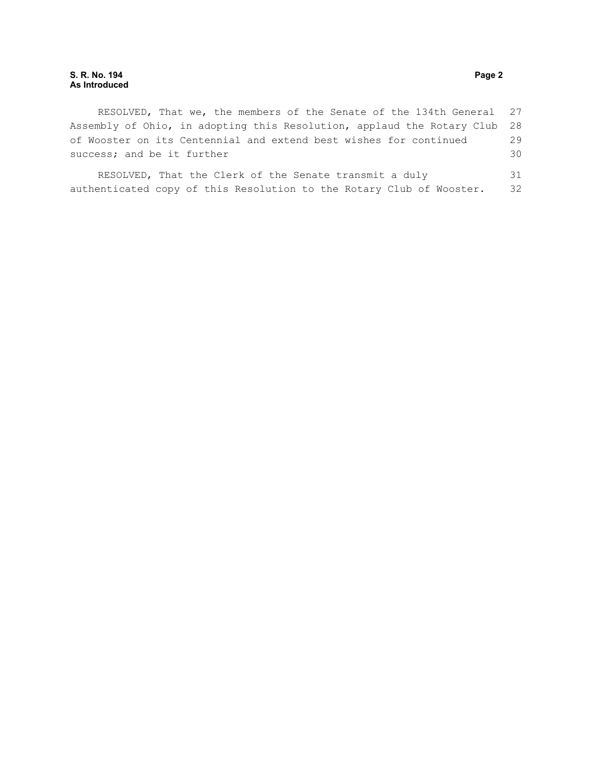RESOLVED, That we, the members of the Senate of the 134th General Assembly of Ohio, in adopting this Resolution, applaud the Rotary Club of Wooster on its Centennial and extend best wishes for continued success; and be it further

RESOLVED, That the Clerk of the Senate transmit a duly authenticated copy of this Resolution to the Rotary Club of Wooster.